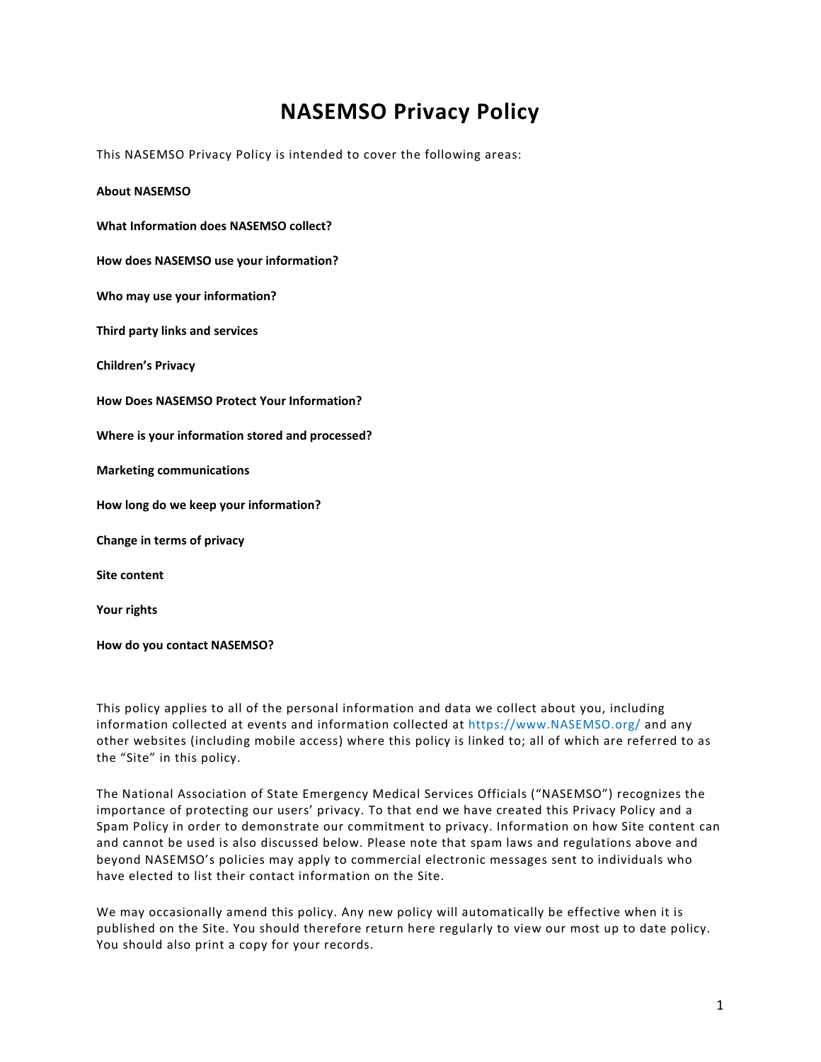# NASEMSO Privacy Policy

This NASEMSO Privacy Policy is intended to cover the following areas:

**About NASEMSO**

**What Information does NASEMSO collect?**

**How does NASEMSO use your information?**

**Who may use your information?**

**Third party links and services**

**Children's Privacy**

**How Does NASEMSO Protect Your Information?**

**Where is your information stored and processed?**

**Marketing communications**

**How long do we keep your information?**

**Change in terms of privacy**

**Site content**

**Your rights**

**How do you contact NASEMSO?**

This policy applies to all of the personal information and data we collect about you, including information collected at events and information collected at https://www.NASEMSO.org/ and any other websites (including mobile access) where this policy is linked to; all of which are referred to as the "Site" in this policy.

The National Association of State Emergency Medical Services Officials ("NASEMSO") recognizes the importance of protecting our users' privacy. To that end we have created this Privacy Policy and a Spam Policy in order to demonstrate our commitment to privacy. Information on how Site content can and cannot be used is also discussed below. Please note that spam laws and regulations above and beyond NASEMSO's policies may apply to commercial electronic messages sent to individuals who have elected to list their contact information on the Site.

We may occasionally amend this policy. Any new policy will automatically be effective when it is published on the Site. You should therefore return here regularly to view our most up to date policy. You should also print a copy for your records.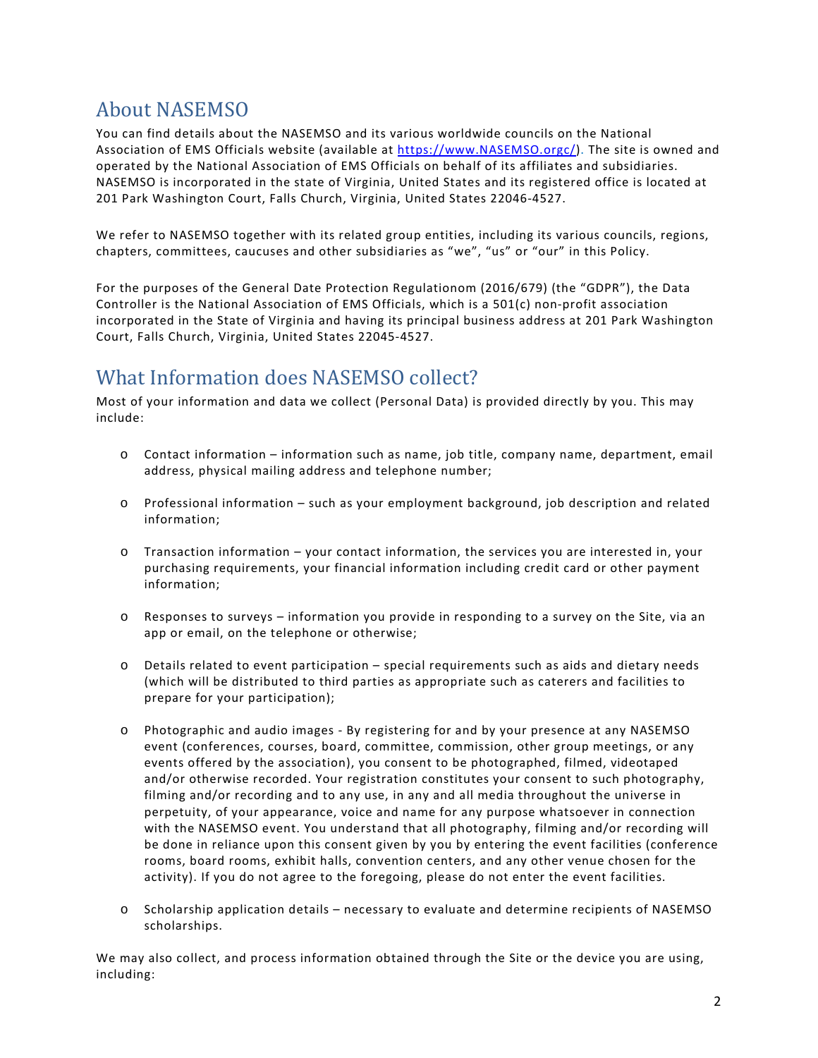## About NASEMSO

You can find details about the NASEMSO and its various worldwide councils on the National Association of EMS Officials website (available at https://www.NASEMSO.orgc/). The site is owned and operated by the National Association of EMS Officials on behalf of its affiliates and subsidiaries. NASEMSO is incorporated in the state of Virginia, United States and its registered office is located at 201 Park Washington Court, Falls Church, Virginia, United States 22046-4527.

We refer to NASEMSO together with its related group entities, including its various councils, regions, chapters, committees, caucuses and other subsidiaries as "we", "us" or "our" in this Policy.

For the purposes of the General Date Protection Regulationom (2016/679) (the "GDPR"), the Data Controller is the National Association of EMS Officials, which is a 501(c) non-profit association incorporated in the State of Virginia and having its principal business address at 201 Park Washington Court, Falls Church, Virginia, United States 22045-4527.

## What Information does NASEMSO collect?

Most of your information and data we collect (Personal Data) is provided directly by you. This may include:

- Contact information – information such as name, job title, company name, department, email address, physical mailing address and telephone number;

- Professional information – such as your employment background, job description and related information;

- Transaction information – your contact information, the services you are interested in, your purchasing requirements, your financial information including credit card or other payment information;

- Responses to surveys – information you provide in responding to a survey on the Site, via an app or email, on the telephone or otherwise;

- Details related to event participation – special requirements such as aids and dietary needs (which will be distributed to third parties as appropriate such as caterers and facilities to prepare for your participation);

- Photographic and audio images - By registering for and by your presence at any NASEMSO event (conferences, courses, board, committee, commission, other group meetings, or any events offered by the association), you consent to be photographed, filmed, videotaped and/or otherwise recorded. Your registration constitutes your consent to such photography, filming and/or recording and to any use, in any and all media throughout the universe in perpetuity, of your appearance, voice and name for any purpose whatsoever in connection with the NASEMSO event. You understand that all photography, filming and/or recording will be done in reliance upon this consent given by you by entering the event facilities (conference rooms, board rooms, exhibit halls, convention centers, and any other venue chosen for the activity). If you do not agree to the foregoing, please do not enter the event facilities.

- Scholarship application details – necessary to evaluate and determine recipients of NASEMSO scholarships.

We may also collect, and process information obtained through the Site or the device you are using, including: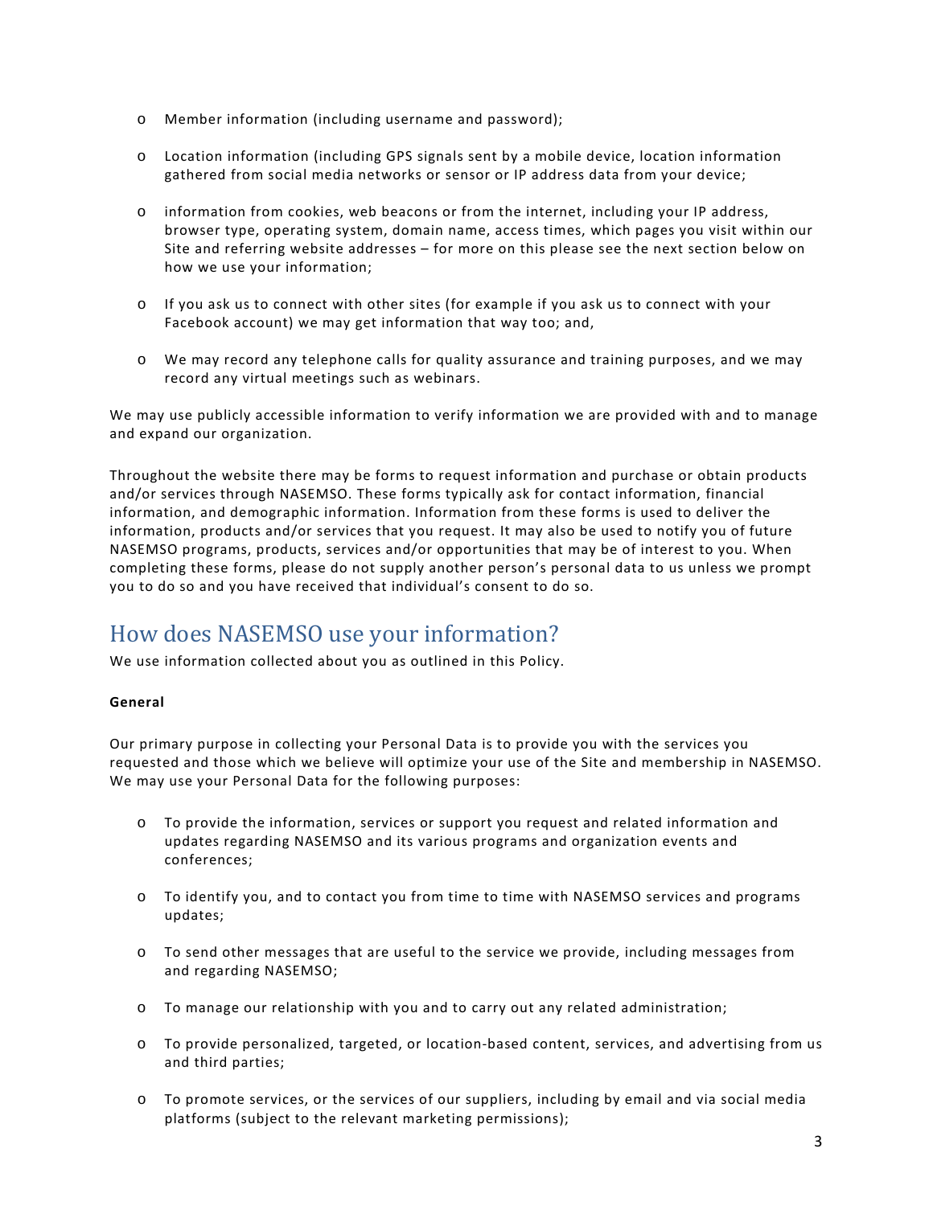- Member information (including username and password);

- Location information (including GPS signals sent by a mobile device, location information gathered from social media networks or sensor or IP address data from your device;

- information from cookies, web beacons or from the internet, including your IP address, browser type, operating system, domain name, access times, which pages you visit within our Site and referring website addresses – for more on this please see the next section below on how we use your information;

- If you ask us to connect with other sites (for example if you ask us to connect with your Facebook account) we may get information that way too; and,

- We may record any telephone calls for quality assurance and training purposes, and we may record any virtual meetings such as webinars.

We may use publicly accessible information to verify information we are provided with and to manage and expand our organization.

Throughout the website there may be forms to request information and purchase or obtain products and/or services through NASEMSO. These forms typically ask for contact information, financial information, and demographic information. Information from these forms is used to deliver the information, products and/or services that you request. It may also be used to notify you of future NASEMSO programs, products, services and/or opportunities that may be of interest to you. When completing these forms, please do not supply another person's personal data to us unless we prompt you to do so and you have received that individual's consent to do so.

## How does NASEMSO use your information?

We use information collected about you as outlined in this Policy.

**General**

Our primary purpose in collecting your Personal Data is to provide you with the services you requested and those which we believe will optimize your use of the Site and membership in NASEMSO. We may use your Personal Data for the following purposes:

- To provide the information, services or support you request and related information and updates regarding NASEMSO and its various programs and organization events and conferences;

- To identify you, and to contact you from time to time with NASEMSO services and programs updates;

- To send other messages that are useful to the service we provide, including messages from and regarding NASEMSO;

- To manage our relationship with you and to carry out any related administration;

- To provide personalized, targeted, or location-based content, services, and advertising from us and third parties;

- To promote services, or the services of our suppliers, including by email and via social media platforms (subject to the relevant marketing permissions);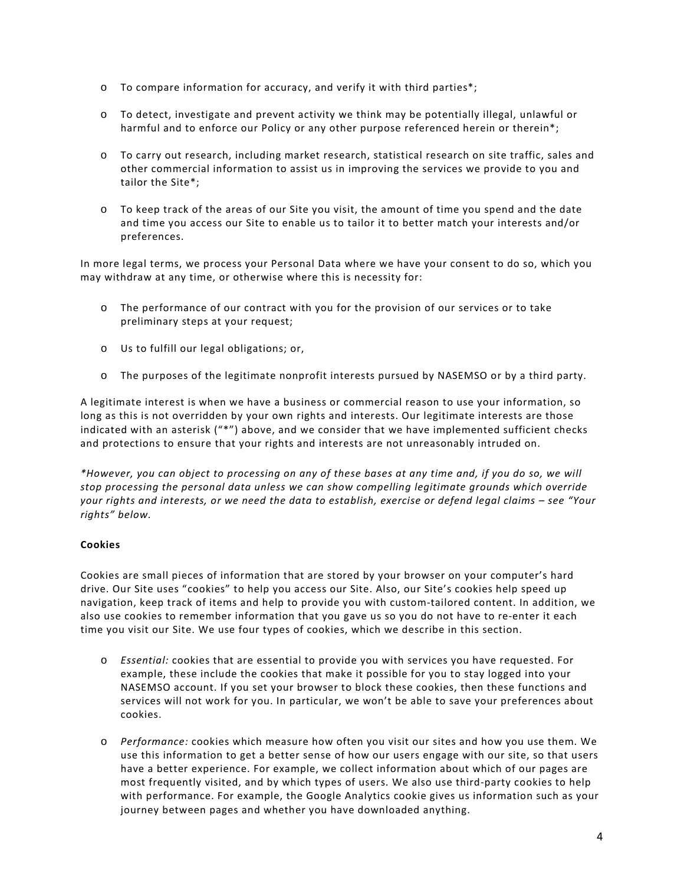- To compare information for accuracy, and verify it with third parties*;
- To detect, investigate and prevent activity we think may be potentially illegal, unlawful or harmful and to enforce our Policy or any other purpose referenced herein or therein*;
- To carry out research, including market research, statistical research on site traffic, sales and other commercial information to assist us in improving the services we provide to you and tailor the Site*;
- To keep track of the areas of our Site you visit, the amount of time you spend and the date and time you access our Site to enable us to tailor it to better match your interests and/or preferences.

In more legal terms, we process your Personal Data where we have your consent to do so, which you may withdraw at any time, or otherwise where this is necessity for:

- The performance of our contract with you for the provision of our services or to take preliminary steps at your request;
- Us to fulfill our legal obligations; or,
- The purposes of the legitimate nonprofit interests pursued by NASEMSO or by a third party.

A legitimate interest is when we have a business or commercial reason to use your information, so long as this is not overridden by your own rights and interests. Our legitimate interests are those indicated with an asterisk ("*") above, and we consider that we have implemented sufficient checks and protections to ensure that your rights and interests are not unreasonably intruded on.

*\*However, you can object to processing on any of these bases at any time and, if you do so, we will stop processing the personal data unless we can show compelling legitimate grounds which override your rights and interests, or we need the data to establish, exercise or defend legal claims – see "Your rights" below.*

**Cookies**

Cookies are small pieces of information that are stored by your browser on your computer's hard drive. Our Site uses "cookies" to help you access our Site. Also, our Site's cookies help speed up navigation, keep track of items and help to provide you with custom-tailored content. In addition, we also use cookies to remember information that you gave us so you do not have to re-enter it each time you visit our Site. We use four types of cookies, which we describe in this section.

- *Essential:* cookies that are essential to provide you with services you have requested. For example, these include the cookies that make it possible for you to stay logged into your NASEMSO account. If you set your browser to block these cookies, then these functions and services will not work for you. In particular, we won't be able to save your preferences about cookies.
- *Performance:* cookies which measure how often you visit our sites and how you use them. We use this information to get a better sense of how our users engage with our site, so that users have a better experience. For example, we collect information about which of our pages are most frequently visited, and by which types of users. We also use third-party cookies to help with performance. For example, the Google Analytics cookie gives us information such as your journey between pages and whether you have downloaded anything.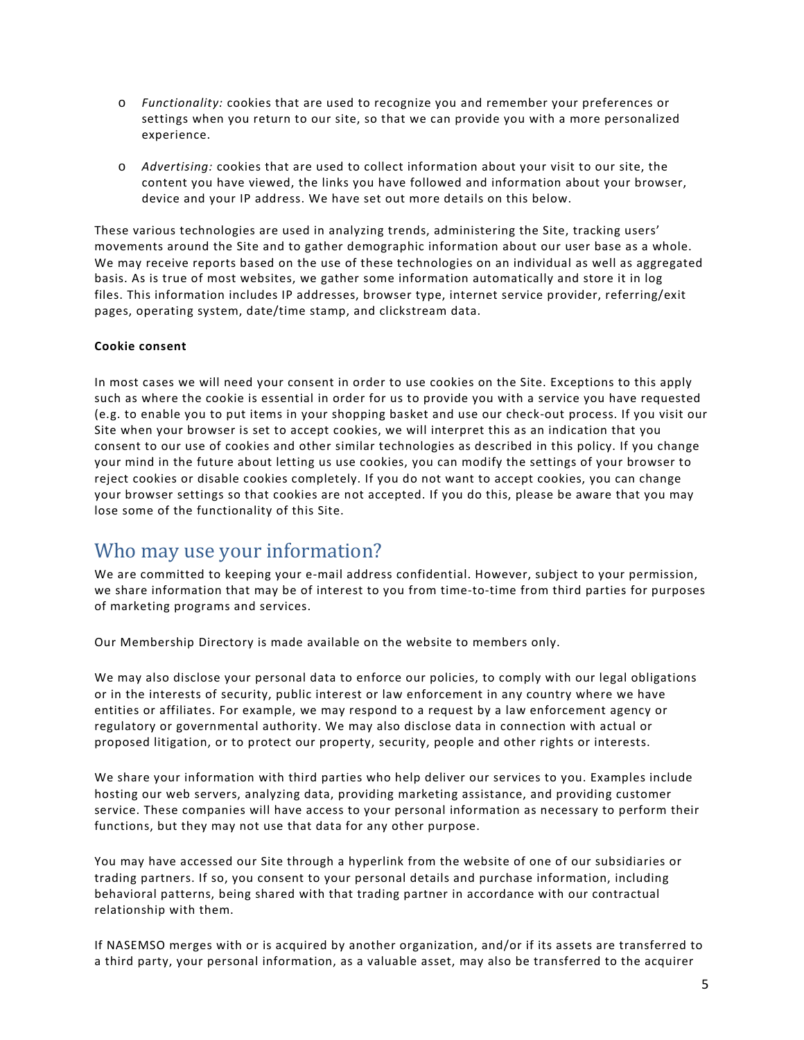- *Functionality:* cookies that are used to recognize you and remember your preferences or settings when you return to our site, so that we can provide you with a more personalized experience.
- *Advertising:* cookies that are used to collect information about your visit to our site, the content you have viewed, the links you have followed and information about your browser, device and your IP address. We have set out more details on this below.

These various technologies are used in analyzing trends, administering the Site, tracking users' movements around the Site and to gather demographic information about our user base as a whole. We may receive reports based on the use of these technologies on an individual as well as aggregated basis. As is true of most websites, we gather some information automatically and store it in log files. This information includes IP addresses, browser type, internet service provider, referring/exit pages, operating system, date/time stamp, and clickstream data.

**Cookie consent**

In most cases we will need your consent in order to use cookies on the Site. Exceptions to this apply such as where the cookie is essential in order for us to provide you with a service you have requested (e.g. to enable you to put items in your shopping basket and use our check-out process. If you visit our Site when your browser is set to accept cookies, we will interpret this as an indication that you consent to our use of cookies and other similar technologies as described in this policy. If you change your mind in the future about letting us use cookies, you can modify the settings of your browser to reject cookies or disable cookies completely. If you do not want to accept cookies, you can change your browser settings so that cookies are not accepted. If you do this, please be aware that you may lose some of the functionality of this Site.

## Who may use your information?

We are committed to keeping your e-mail address confidential. However, subject to your permission, we share information that may be of interest to you from time-to-time from third parties for purposes of marketing programs and services.

Our Membership Directory is made available on the website to members only.

We may also disclose your personal data to enforce our policies, to comply with our legal obligations or in the interests of security, public interest or law enforcement in any country where we have entities or affiliates. For example, we may respond to a request by a law enforcement agency or regulatory or governmental authority. We may also disclose data in connection with actual or proposed litigation, or to protect our property, security, people and other rights or interests.

We share your information with third parties who help deliver our services to you. Examples include hosting our web servers, analyzing data, providing marketing assistance, and providing customer service. These companies will have access to your personal information as necessary to perform their functions, but they may not use that data for any other purpose.

You may have accessed our Site through a hyperlink from the website of one of our subsidiaries or trading partners. If so, you consent to your personal details and purchase information, including behavioral patterns, being shared with that trading partner in accordance with our contractual relationship with them.

If NASEMSO merges with or is acquired by another organization, and/or if its assets are transferred to a third party, your personal information, as a valuable asset, may also be transferred to the acquirer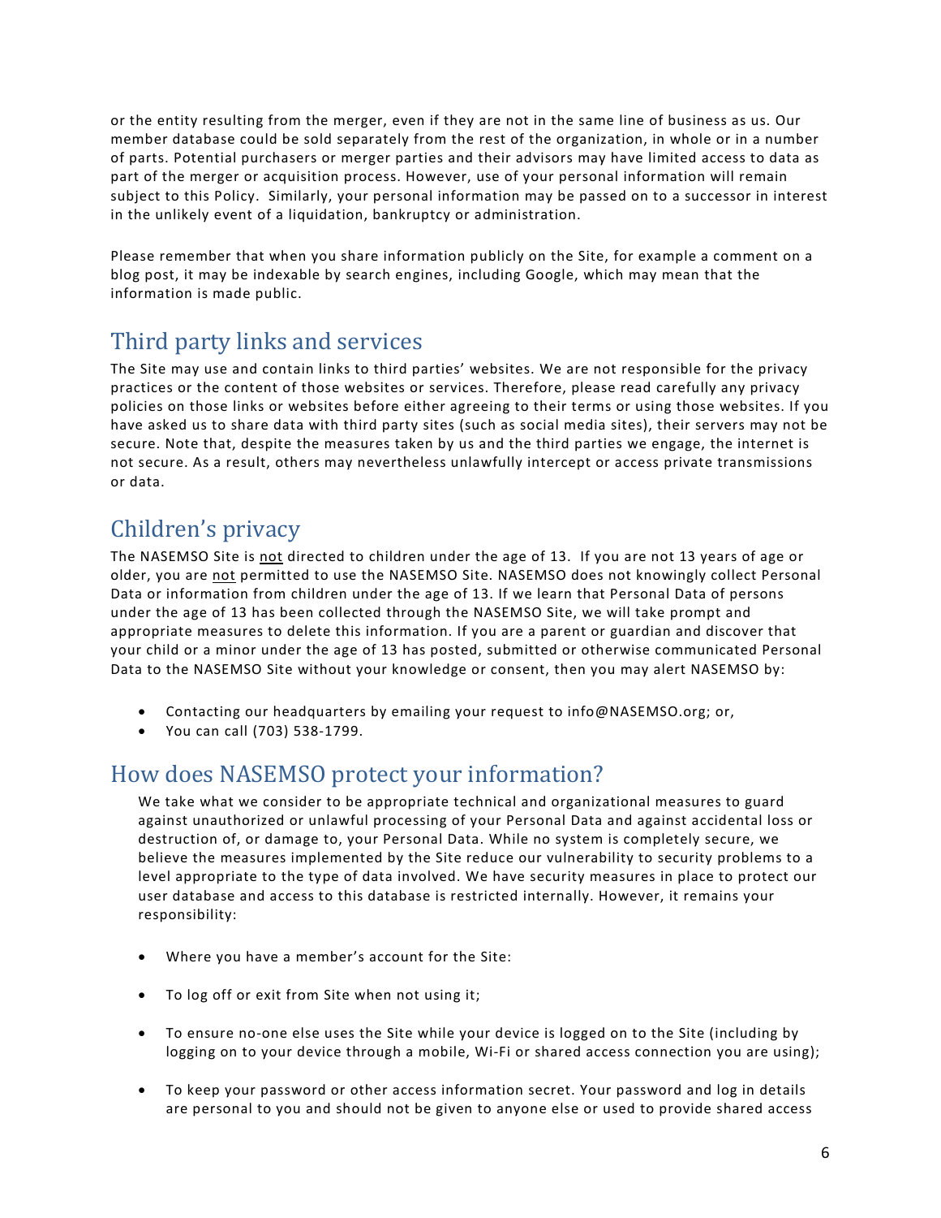or the entity resulting from the merger, even if they are not in the same line of business as us. Our member database could be sold separately from the rest of the organization, in whole or in a number of parts. Potential purchasers or merger parties and their advisors may have limited access to data as part of the merger or acquisition process. However, use of your personal information will remain subject to this Policy. Similarly, your personal information may be passed on to a successor in interest in the unlikely event of a liquidation, bankruptcy or administration.

Please remember that when you share information publicly on the Site, for example a comment on a blog post, it may be indexable by search engines, including Google, which may mean that the information is made public.

## Third party links and services

The Site may use and contain links to third parties' websites. We are not responsible for the privacy practices or the content of those websites or services. Therefore, please read carefully any privacy policies on those links or websites before either agreeing to their terms or using those websites. If you have asked us to share data with third party sites (such as social media sites), their servers may not be secure. Note that, despite the measures taken by us and the third parties we engage, the internet is not secure. As a result, others may nevertheless unlawfully intercept or access private transmissions or data.

## Children's privacy

The NASEMSO Site is <u>not</u> directed to children under the age of 13. If you are not 13 years of age or older, you are <u>not</u> permitted to use the NASEMSO Site. NASEMSO does not knowingly collect Personal Data or information from children under the age of 13. If we learn that Personal Data of persons under the age of 13 has been collected through the NASEMSO Site, we will take prompt and appropriate measures to delete this information. If you are a parent or guardian and discover that your child or a minor under the age of 13 has posted, submitted or otherwise communicated Personal Data to the NASEMSO Site without your knowledge or consent, then you may alert NASEMSO by:

- Contacting our headquarters by emailing your request to info@NASEMSO.org; or,
- You can call (703) 538-1799.

## How does NASEMSO protect your information?

We take what we consider to be appropriate technical and organizational measures to guard against unauthorized or unlawful processing of your Personal Data and against accidental loss or destruction of, or damage to, your Personal Data. While no system is completely secure, we believe the measures implemented by the Site reduce our vulnerability to security problems to a level appropriate to the type of data involved. We have security measures in place to protect our user database and access to this database is restricted internally. However, it remains your responsibility:

- Where you have a member's account for the Site:
- To log off or exit from Site when not using it;
- To ensure no-one else uses the Site while your device is logged on to the Site (including by logging on to your device through a mobile, Wi-Fi or shared access connection you are using);
- To keep your password or other access information secret. Your password and log in details are personal to you and should not be given to anyone else or used to provide shared access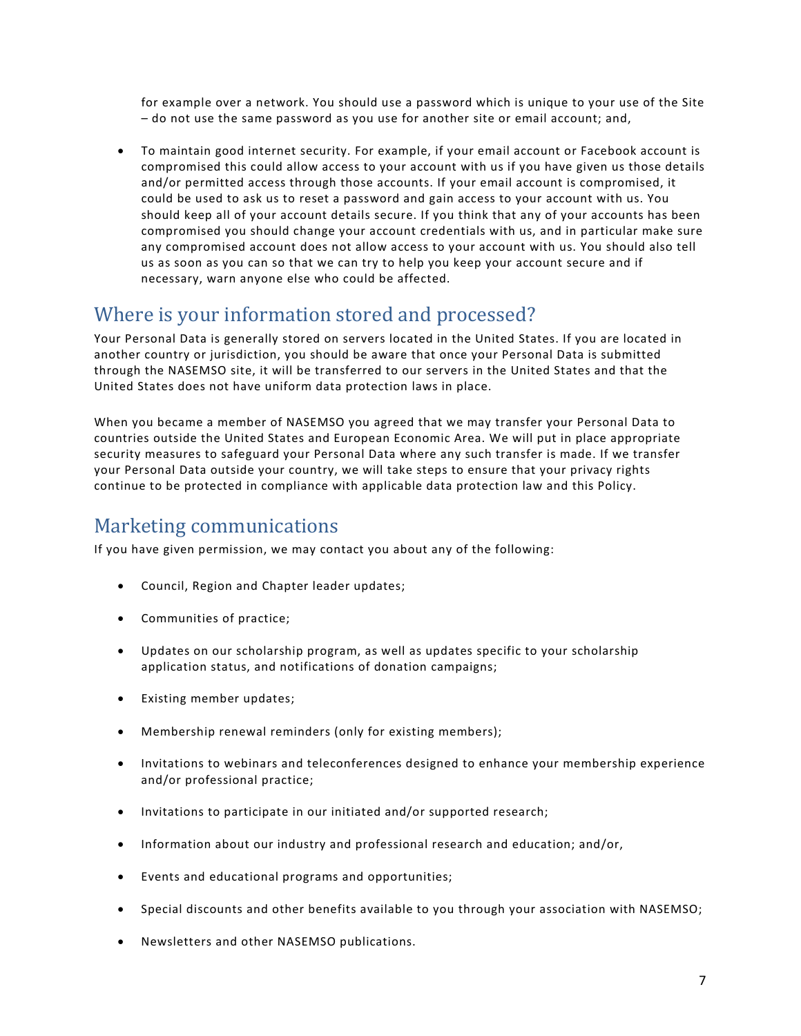for example over a network. You should use a password which is unique to your use of the Site – do not use the same password as you use for another site or email account; and,

- To maintain good internet security. For example, if your email account or Facebook account is compromised this could allow access to your account with us if you have given us those details and/or permitted access through those accounts. If your email account is compromised, it could be used to ask us to reset a password and gain access to your account with us. You should keep all of your account details secure. If you think that any of your accounts has been compromised you should change your account credentials with us, and in particular make sure any compromised account does not allow access to your account with us. You should also tell us as soon as you can so that we can try to help you keep your account secure and if necessary, warn anyone else who could be affected.

## Where is your information stored and processed?

Your Personal Data is generally stored on servers located in the United States. If you are located in another country or jurisdiction, you should be aware that once your Personal Data is submitted through the NASEMSO site, it will be transferred to our servers in the United States and that the United States does not have uniform data protection laws in place.

When you became a member of NASEMSO you agreed that we may transfer your Personal Data to countries outside the United States and European Economic Area. We will put in place appropriate security measures to safeguard your Personal Data where any such transfer is made. If we transfer your Personal Data outside your country, we will take steps to ensure that your privacy rights continue to be protected in compliance with applicable data protection law and this Policy.

## Marketing communications

If you have given permission, we may contact you about any of the following:

- Council, Region and Chapter leader updates;
- Communities of practice;
- Updates on our scholarship program, as well as updates specific to your scholarship application status, and notifications of donation campaigns;
- Existing member updates;
- Membership renewal reminders (only for existing members);
- Invitations to webinars and teleconferences designed to enhance your membership experience and/or professional practice;
- Invitations to participate in our initiated and/or supported research;
- Information about our industry and professional research and education; and/or,
- Events and educational programs and opportunities;
- Special discounts and other benefits available to you through your association with NASEMSO;
- Newsletters and other NASEMSO publications.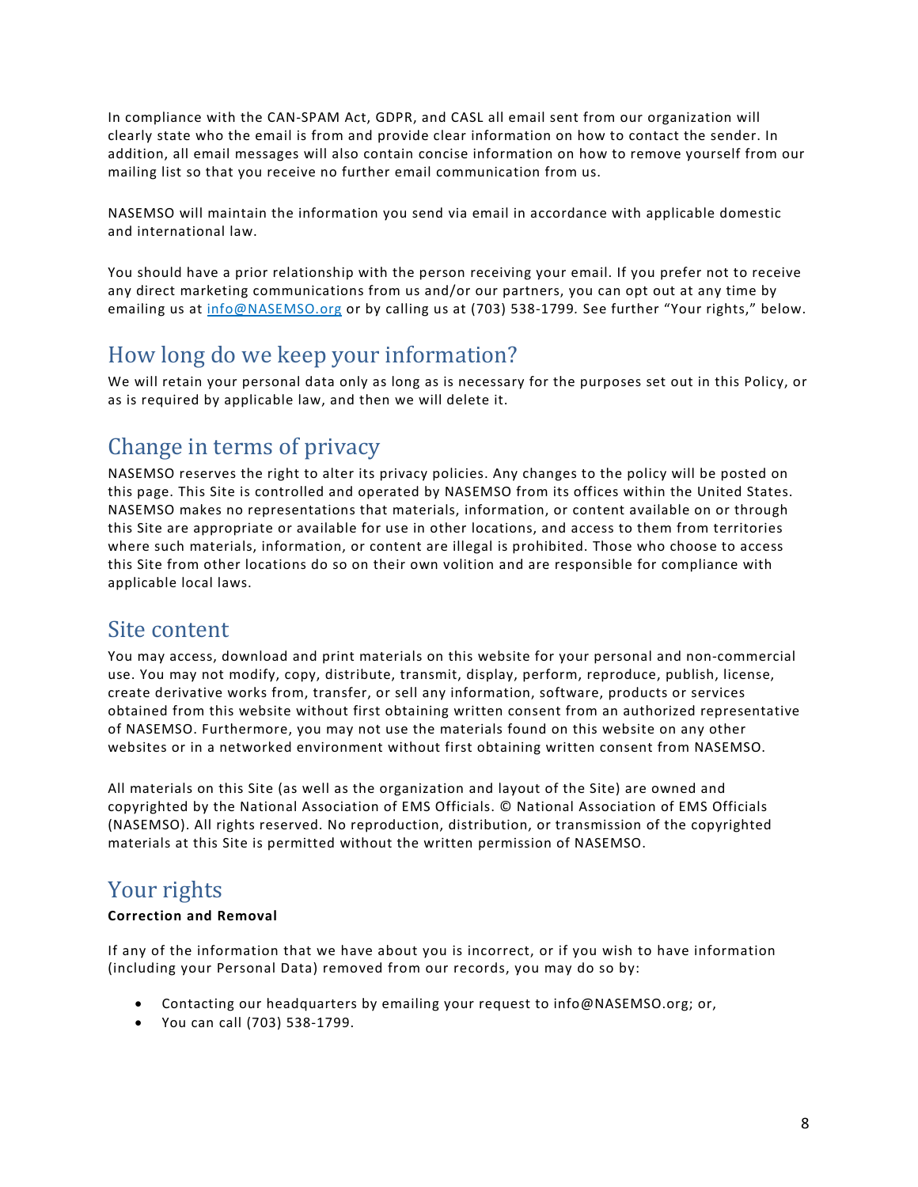In compliance with the CAN-SPAM Act, GDPR, and CASL all email sent from our organization will clearly state who the email is from and provide clear information on how to contact the sender. In addition, all email messages will also contain concise information on how to remove yourself from our mailing list so that you receive no further email communication from us.

NASEMSO will maintain the information you send via email in accordance with applicable domestic and international law.

You should have a prior relationship with the person receiving your email. If you prefer not to receive any direct marketing communications from us and/or our partners, you can opt out at any time by emailing us at info@NASEMSO.org or by calling us at (703) 538-1799. See further "Your rights," below.

## How long do we keep your information?

We will retain your personal data only as long as is necessary for the purposes set out in this Policy, or as is required by applicable law, and then we will delete it.

## Change in terms of privacy

NASEMSO reserves the right to alter its privacy policies. Any changes to the policy will be posted on this page. This Site is controlled and operated by NASEMSO from its offices within the United States. NASEMSO makes no representations that materials, information, or content available on or through this Site are appropriate or available for use in other locations, and access to them from territories where such materials, information, or content are illegal is prohibited. Those who choose to access this Site from other locations do so on their own volition and are responsible for compliance with applicable local laws.

## Site content

You may access, download and print materials on this website for your personal and non-commercial use. You may not modify, copy, distribute, transmit, display, perform, reproduce, publish, license, create derivative works from, transfer, or sell any information, software, products or services obtained from this website without first obtaining written consent from an authorized representative of NASEMSO. Furthermore, you may not use the materials found on this website on any other websites or in a networked environment without first obtaining written consent from NASEMSO.

All materials on this Site (as well as the organization and layout of the Site) are owned and copyrighted by the National Association of EMS Officials. © National Association of EMS Officials (NASEMSO). All rights reserved. No reproduction, distribution, or transmission of the copyrighted materials at this Site is permitted without the written permission of NASEMSO.

## Your rights

**Correction and Removal**

If any of the information that we have about you is incorrect, or if you wish to have information (including your Personal Data) removed from our records, you may do so by:

- Contacting our headquarters by emailing your request to info@NASEMSO.org; or,
- You can call (703) 538-1799.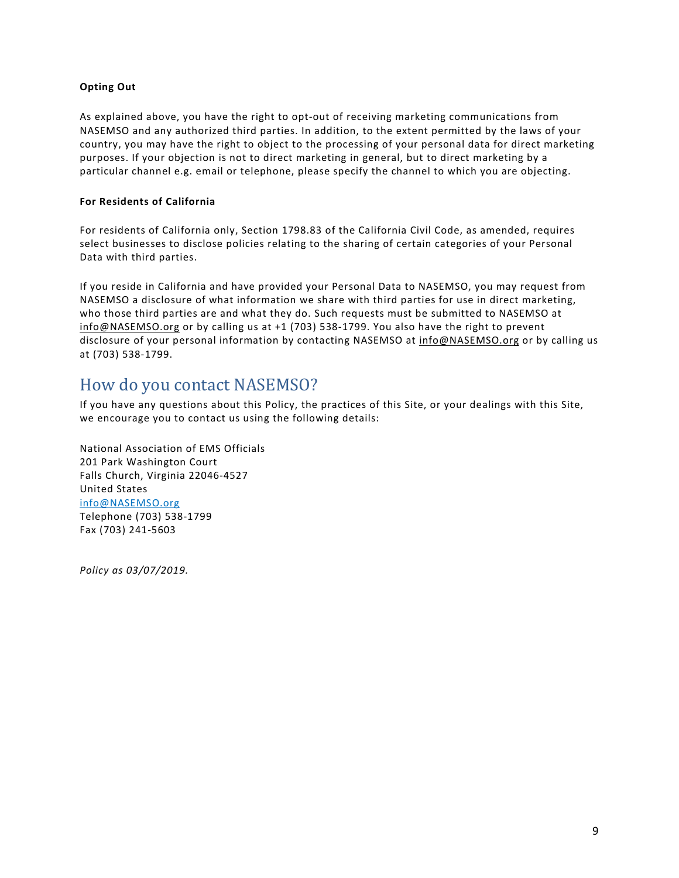#### Opting Out

As explained above, you have the right to opt-out of receiving marketing communications from NASEMSO and any authorized third parties. In addition, to the extent permitted by the laws of your country, you may have the right to object to the processing of your personal data for direct marketing purposes. If your objection is not to direct marketing in general, but to direct marketing by a particular channel e.g. email or telephone, please specify the channel to which you are objecting.

#### For Residents of California

For residents of California only, Section 1798.83 of the California Civil Code, as amended, requires select businesses to disclose policies relating to the sharing of certain categories of your Personal Data with third parties.

If you reside in California and have provided your Personal Data to NASEMSO, you may request from NASEMSO a disclosure of what information we share with third parties for use in direct marketing, who those third parties are and what they do. Such requests must be submitted to NASEMSO at info@NASEMSO.org or by calling us at +1 (703) 538-1799. You also have the right to prevent disclosure of your personal information by contacting NASEMSO at info@NASEMSO.org or by calling us at (703) 538-1799.

## How do you contact NASEMSO?

If you have any questions about this Policy, the practices of this Site, or your dealings with this Site, we encourage you to contact us using the following details:

National Association of EMS Officials
201 Park Washington Court
Falls Church, Virginia 22046-4527
United States
info@NASEMSO.org
Telephone (703) 538-1799
Fax (703) 241-5603

*Policy as 03/07/2019.*